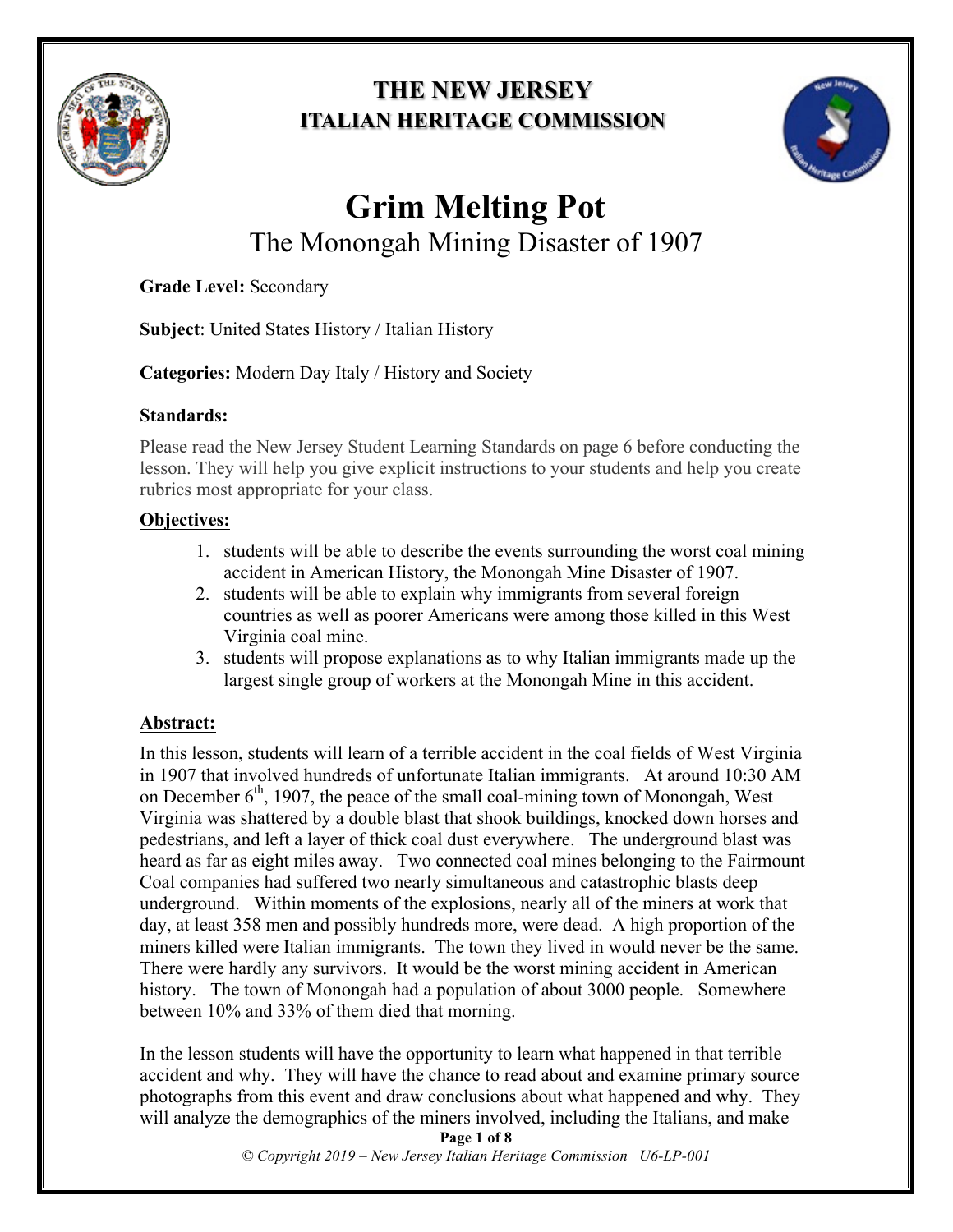# THE NEW JERSEY ITALIAN HERITAGE COMMISSION

# Grim Melting Pot

## The Monongah Mining Disaster of 1907

**Grade Level:** Secondary

**Subject**: United States History / Italian History

**Categories:** Modern Day Italy / History and Society

### Standards:

Please read the New Jersey Student Learning Standards on page 6 before conducting the lesson. They will help you give explicit instructions to your students and help you create rubrics most appropriate for your class.

### Objectives:

1. students will be able to describe the events surrounding the worst coal mining accident in American History, the Monongah Mine Disaster of 1907.
2. students will be able to explain why immigrants from several foreign countries as well as poorer Americans were among those killed in this West Virginia coal mine.
3. students will propose explanations as to why Italian immigrants made up the largest single group of workers at the Monongah Mine in this accident.

### Abstract:

In this lesson, students will learn of a terrible accident in the coal fields of West Virginia in 1907 that involved hundreds of unfortunate Italian immigrants. At around 10:30 AM on December 6th, 1907, the peace of the small coal-mining town of Monongah, West Virginia was shattered by a double blast that shook buildings, knocked down horses and pedestrians, and left a layer of thick coal dust everywhere. The underground blast was heard as far as eight miles away. Two connected coal mines belonging to the Fairmount Coal companies had suffered two nearly simultaneous and catastrophic blasts deep underground. Within moments of the explosions, nearly all of the miners at work that day, at least 358 men and possibly hundreds more, were dead. A high proportion of the miners killed were Italian immigrants. The town they lived in would never be the same. There were hardly any survivors. It would be the worst mining accident in American history. The town of Monongah had a population of about 3000 people. Somewhere between 10% and 33% of them died that morning.

In the lesson students will have the opportunity to learn what happened in that terrible accident and why. They will have the chance to read about and examine primary source photographs from this event and draw conclusions about what happened and why. They will analyze the demographics of the miners involved, including the Italians, and make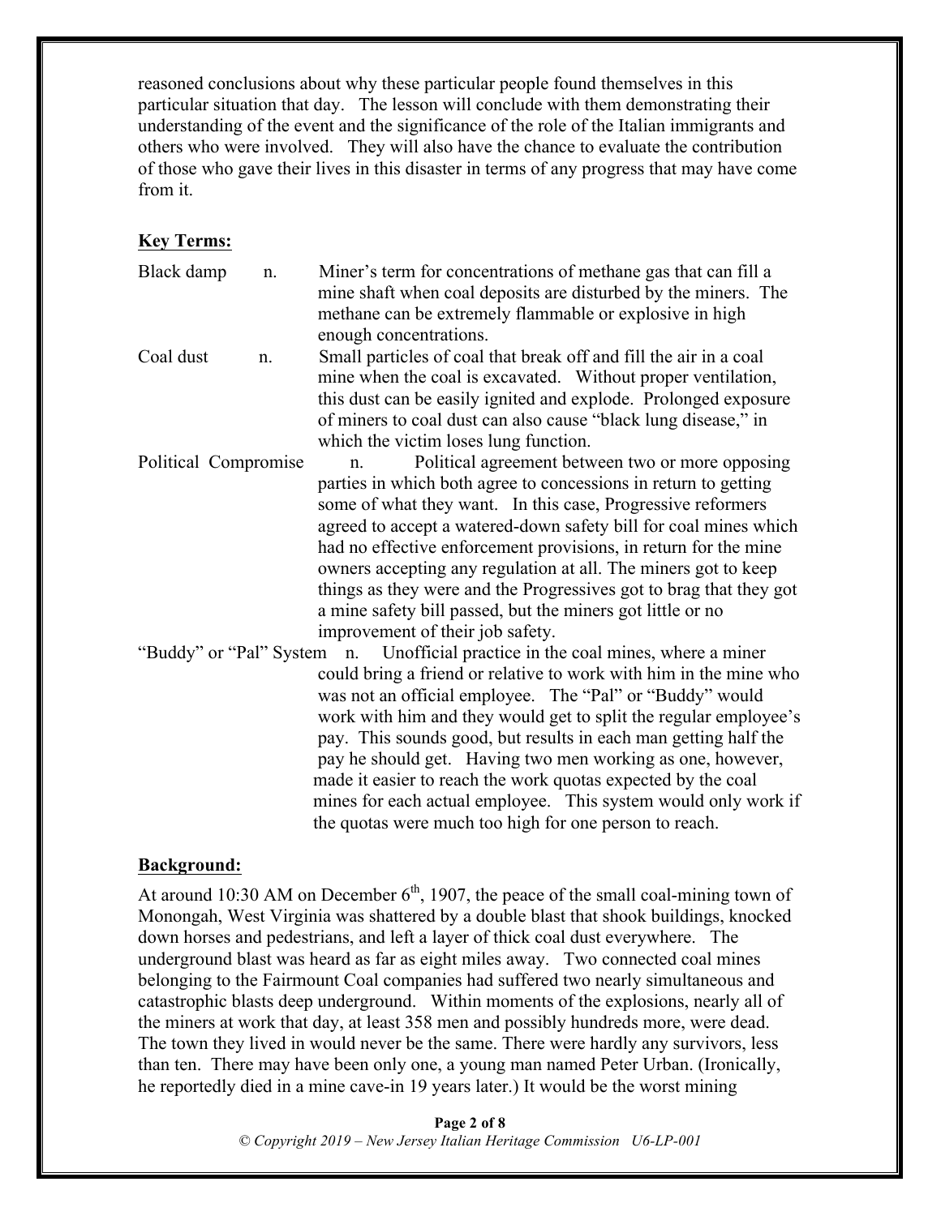reasoned conclusions about why these particular people found themselves in this particular situation that day. The lesson will conclude with them demonstrating their understanding of the event and the significance of the role of the Italian immigrants and others who were involved. They will also have the chance to evaluate the contribution of those who gave their lives in this disaster in terms of any progress that may have come from it.

**Key Terms:**

Black damp n. Miner's term for concentrations of methane gas that can fill a mine shaft when coal deposits are disturbed by the miners. The methane can be extremely flammable or explosive in high enough concentrations.

Coal dust n. Small particles of coal that break off and fill the air in a coal mine when the coal is excavated. Without proper ventilation, this dust can be easily ignited and explode. Prolonged exposure of miners to coal dust can also cause "black lung disease," in which the victim loses lung function.

Political Compromise n. Political agreement between two or more opposing parties in which both agree to concessions in return to getting some of what they want. In this case, Progressive reformers agreed to accept a watered-down safety bill for coal mines which had no effective enforcement provisions, in return for the mine owners accepting any regulation at all. The miners got to keep things as they were and the Progressives got to brag that they got a mine safety bill passed, but the miners got little or no improvement of their job safety.

"Buddy" or "Pal" System n. Unofficial practice in the coal mines, where a miner could bring a friend or relative to work with him in the mine who was not an official employee. The "Pal" or "Buddy" would work with him and they would get to split the regular employee's pay. This sounds good, but results in each man getting half the pay he should get. Having two men working as one, however, made it easier to reach the work quotas expected by the coal mines for each actual employee. This system would only work if the quotas were much too high for one person to reach.

**Background:**

At around 10:30 AM on December 6th, 1907, the peace of the small coal-mining town of Monongah, West Virginia was shattered by a double blast that shook buildings, knocked down horses and pedestrians, and left a layer of thick coal dust everywhere. The underground blast was heard as far as eight miles away. Two connected coal mines belonging to the Fairmount Coal companies had suffered two nearly simultaneous and catastrophic blasts deep underground. Within moments of the explosions, nearly all of the miners at work that day, at least 358 men and possibly hundreds more, were dead. The town they lived in would never be the same. There were hardly any survivors, less than ten. There may have been only one, a young man named Peter Urban. (Ironically, he reportedly died in a mine cave-in 19 years later.) It would be the worst mining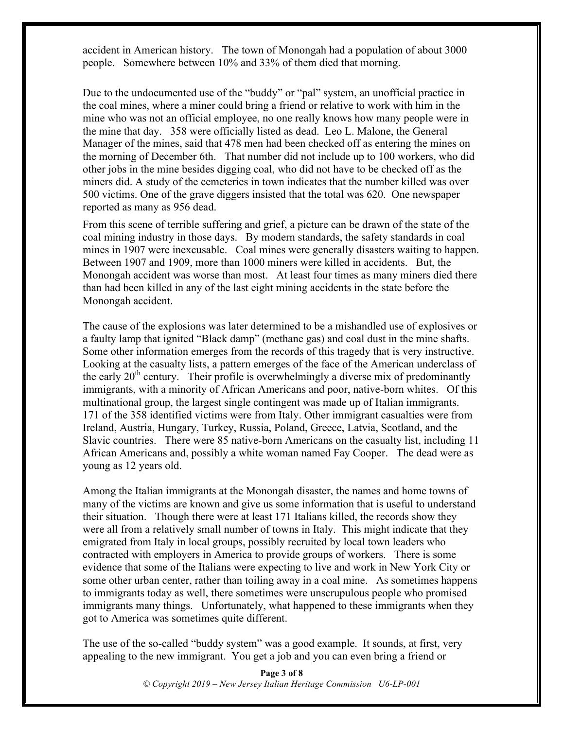accident in American history. The town of Monongah had a population of about 3000 people. Somewhere between 10% and 33% of them died that morning.

Due to the undocumented use of the "buddy" or "pal" system, an unofficial practice in the coal mines, where a miner could bring a friend or relative to work with him in the mine who was not an official employee, no one really knows how many people were in the mine that day. 358 were officially listed as dead. Leo L. Malone, the General Manager of the mines, said that 478 men had been checked off as entering the mines on the morning of December 6th. That number did not include up to 100 workers, who did other jobs in the mine besides digging coal, who did not have to be checked off as the miners did. A study of the cemeteries in town indicates that the number killed was over 500 victims. One of the grave diggers insisted that the total was 620. One newspaper reported as many as 956 dead.

From this scene of terrible suffering and grief, a picture can be drawn of the state of the coal mining industry in those days. By modern standards, the safety standards in coal mines in 1907 were inexcusable. Coal mines were generally disasters waiting to happen. Between 1907 and 1909, more than 1000 miners were killed in accidents. But, the Monongah accident was worse than most. At least four times as many miners died there than had been killed in any of the last eight mining accidents in the state before the Monongah accident.

The cause of the explosions was later determined to be a mishandled use of explosives or a faulty lamp that ignited "Black damp" (methane gas) and coal dust in the mine shafts. Some other information emerges from the records of this tragedy that is very instructive. Looking at the casualty lists, a pattern emerges of the face of the American underclass of the early 20th century. Their profile is overwhelmingly a diverse mix of predominantly immigrants, with a minority of African Americans and poor, native-born whites. Of this multinational group, the largest single contingent was made up of Italian immigrants. 171 of the 358 identified victims were from Italy. Other immigrant casualties were from Ireland, Austria, Hungary, Turkey, Russia, Poland, Greece, Latvia, Scotland, and the Slavic countries. There were 85 native-born Americans on the casualty list, including 11 African Americans and, possibly a white woman named Fay Cooper. The dead were as young as 12 years old.

Among the Italian immigrants at the Monongah disaster, the names and home towns of many of the victims are known and give us some information that is useful to understand their situation. Though there were at least 171 Italians killed, the records show they were all from a relatively small number of towns in Italy. This might indicate that they emigrated from Italy in local groups, possibly recruited by local town leaders who contracted with employers in America to provide groups of workers. There is some evidence that some of the Italians were expecting to live and work in New York City or some other urban center, rather than toiling away in a coal mine. As sometimes happens to immigrants today as well, there sometimes were unscrupulous people who promised immigrants many things. Unfortunately, what happened to these immigrants when they got to America was sometimes quite different.

The use of the so-called "buddy system" was a good example. It sounds, at first, very appealing to the new immigrant. You get a job and you can even bring a friend or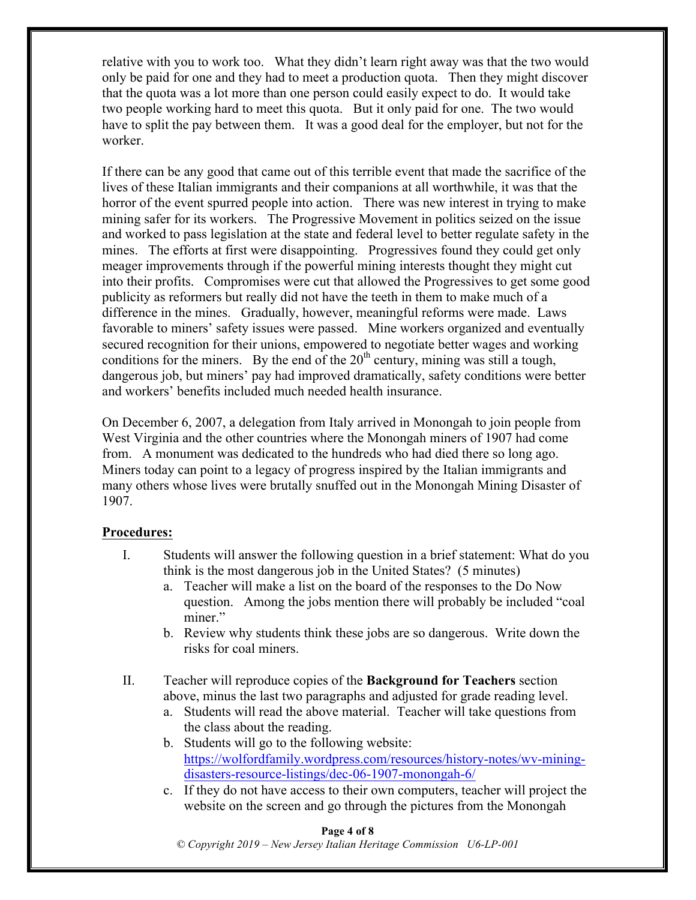relative with you to work too. What they didn't learn right away was that the two would only be paid for one and they had to meet a production quota. Then they might discover that the quota was a lot more than one person could easily expect to do. It would take two people working hard to meet this quota. But it only paid for one. The two would have to split the pay between them. It was a good deal for the employer, but not for the worker.

If there can be any good that came out of this terrible event that made the sacrifice of the lives of these Italian immigrants and their companions at all worthwhile, it was that the horror of the event spurred people into action. There was new interest in trying to make mining safer for its workers. The Progressive Movement in politics seized on the issue and worked to pass legislation at the state and federal level to better regulate safety in the mines. The efforts at first were disappointing. Progressives found they could get only meager improvements through if the powerful mining interests thought they might cut into their profits. Compromises were cut that allowed the Progressives to get some good publicity as reformers but really did not have the teeth in them to make much of a difference in the mines. Gradually, however, meaningful reforms were made. Laws favorable to miners' safety issues were passed. Mine workers organized and eventually secured recognition for their unions, empowered to negotiate better wages and working conditions for the miners. By the end of the 20th century, mining was still a tough, dangerous job, but miners' pay had improved dramatically, safety conditions were better and workers' benefits included much needed health insurance.

On December 6, 2007, a delegation from Italy arrived in Monongah to join people from West Virginia and the other countries where the Monongah miners of 1907 had come from. A monument was dedicated to the hundreds who had died there so long ago. Miners today can point to a legacy of progress inspired by the Italian immigrants and many others whose lives were brutally snuffed out in the Monongah Mining Disaster of 1907.

**Procedures:**

I. Students will answer the following question in a brief statement: What do you think is the most dangerous job in the United States? (5 minutes)
   a. Teacher will make a list on the board of the responses to the Do Now question. Among the jobs mention there will probably be included "coal miner."
   b. Review why students think these jobs are so dangerous. Write down the risks for coal miners.

II. Teacher will reproduce copies of the **Background for Teachers** section above, minus the last two paragraphs and adjusted for grade reading level.
   a. Students will read the above material. Teacher will take questions from the class about the reading.
   b. Students will go to the following website: https://wolfordfamily.wordpress.com/resources/history-notes/wv-mining-disasters-resource-listings/dec-06-1907-monongah-6/
   c. If they do not have access to their own computers, teacher will project the website on the screen and go through the pictures from the Monongah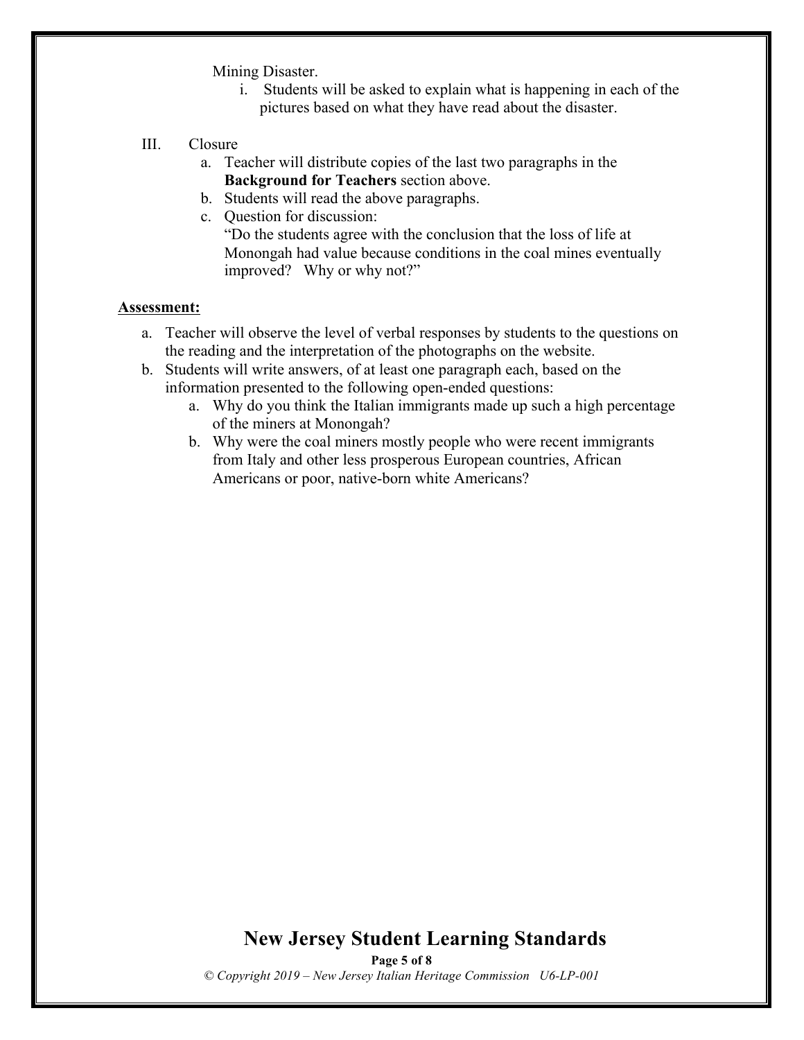Mining Disaster.

   i. Students will be asked to explain what is happening in each of the pictures based on what they have read about the disaster.

III. Closure

   a. Teacher will distribute copies of the last two paragraphs in the **Background for Teachers** section above.
   b. Students will read the above paragraphs.
   c. Question for discussion:
      "Do the students agree with the conclusion that the loss of life at Monongah had value because conditions in the coal mines eventually improved? Why or why not?"

**Assessment:**

a. Teacher will observe the level of verbal responses by students to the questions on the reading and the interpretation of the photographs on the website.
b. Students will write answers, of at least one paragraph each, based on the information presented to the following open-ended questions:
   a. Why do you think the Italian immigrants made up such a high percentage of the miners at Monongah?
   b. Why were the coal miners mostly people who were recent immigrants from Italy and other less prosperous European countries, African Americans or poor, native-born white Americans?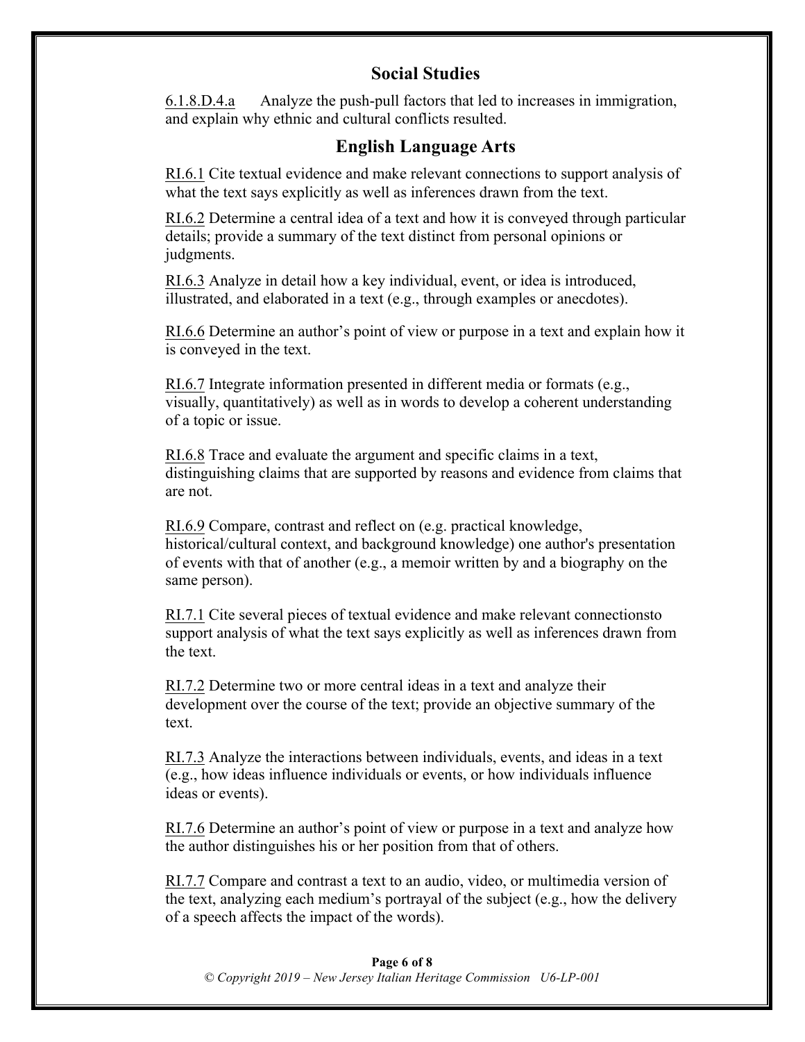## Social Studies

6.1.8.D.4.a Analyze the push-pull factors that led to increases in immigration, and explain why ethnic and cultural conflicts resulted.

## English Language Arts

RI.6.1 Cite textual evidence and make relevant connections to support analysis of what the text says explicitly as well as inferences drawn from the text.

RI.6.2 Determine a central idea of a text and how it is conveyed through particular details; provide a summary of the text distinct from personal opinions or judgments.

RI.6.3 Analyze in detail how a key individual, event, or idea is introduced, illustrated, and elaborated in a text (e.g., through examples or anecdotes).

RI.6.6 Determine an author's point of view or purpose in a text and explain how it is conveyed in the text.

RI.6.7 Integrate information presented in different media or formats (e.g., visually, quantitatively) as well as in words to develop a coherent understanding of a topic or issue.

RI.6.8 Trace and evaluate the argument and specific claims in a text, distinguishing claims that are supported by reasons and evidence from claims that are not.

RI.6.9 Compare, contrast and reflect on (e.g. practical knowledge, historical/cultural context, and background knowledge) one author's presentation of events with that of another (e.g., a memoir written by and a biography on the same person).

RI.7.1 Cite several pieces of textual evidence and make relevant connectionsto support analysis of what the text says explicitly as well as inferences drawn from the text.

RI.7.2 Determine two or more central ideas in a text and analyze their development over the course of the text; provide an objective summary of the text.

RI.7.3 Analyze the interactions between individuals, events, and ideas in a text (e.g., how ideas influence individuals or events, or how individuals influence ideas or events).

RI.7.6 Determine an author's point of view or purpose in a text and analyze how the author distinguishes his or her position from that of others.

RI.7.7 Compare and contrast a text to an audio, video, or multimedia version of the text, analyzing each medium's portrayal of the subject (e.g., how the delivery of a speech affects the impact of the words).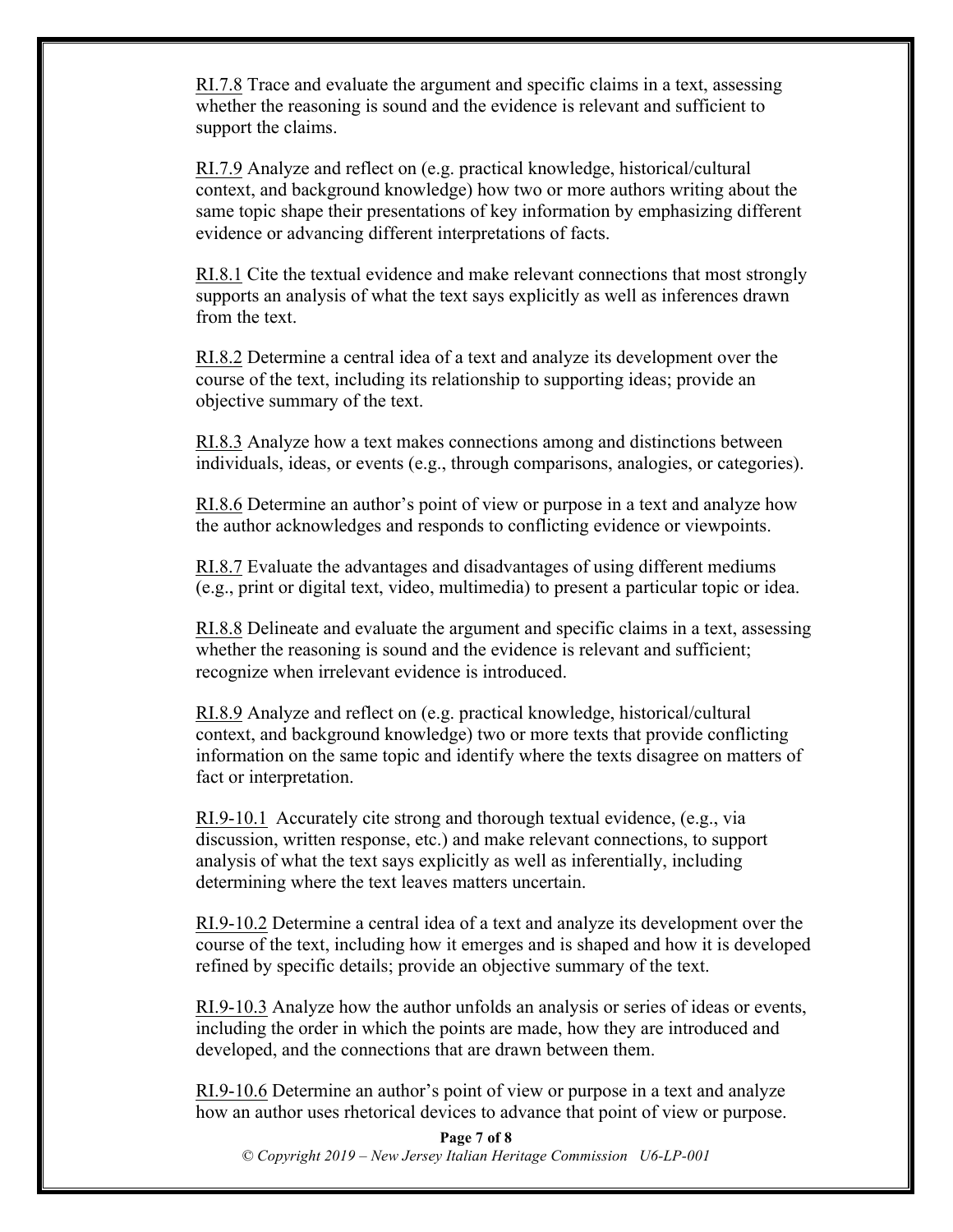RI.7.8 Trace and evaluate the argument and specific claims in a text, assessing whether the reasoning is sound and the evidence is relevant and sufficient to support the claims.

RI.7.9 Analyze and reflect on (e.g. practical knowledge, historical/cultural context, and background knowledge) how two or more authors writing about the same topic shape their presentations of key information by emphasizing different evidence or advancing different interpretations of facts.

RI.8.1 Cite the textual evidence and make relevant connections that most strongly supports an analysis of what the text says explicitly as well as inferences drawn from the text.

RI.8.2 Determine a central idea of a text and analyze its development over the course of the text, including its relationship to supporting ideas; provide an objective summary of the text.

RI.8.3 Analyze how a text makes connections among and distinctions between individuals, ideas, or events (e.g., through comparisons, analogies, or categories).

RI.8.6 Determine an author's point of view or purpose in a text and analyze how the author acknowledges and responds to conflicting evidence or viewpoints.

RI.8.7 Evaluate the advantages and disadvantages of using different mediums (e.g., print or digital text, video, multimedia) to present a particular topic or idea.

RI.8.8 Delineate and evaluate the argument and specific claims in a text, assessing whether the reasoning is sound and the evidence is relevant and sufficient; recognize when irrelevant evidence is introduced.

RI.8.9 Analyze and reflect on (e.g. practical knowledge, historical/cultural context, and background knowledge) two or more texts that provide conflicting information on the same topic and identify where the texts disagree on matters of fact or interpretation.

RI.9-10.1 Accurately cite strong and thorough textual evidence, (e.g., via discussion, written response, etc.) and make relevant connections, to support analysis of what the text says explicitly as well as inferentially, including determining where the text leaves matters uncertain.

RI.9-10.2 Determine a central idea of a text and analyze its development over the course of the text, including how it emerges and is shaped and how it is developed refined by specific details; provide an objective summary of the text.

RI.9-10.3 Analyze how the author unfolds an analysis or series of ideas or events, including the order in which the points are made, how they are introduced and developed, and the connections that are drawn between them.

RI.9-10.6 Determine an author's point of view or purpose in a text and analyze how an author uses rhetorical devices to advance that point of view or purpose.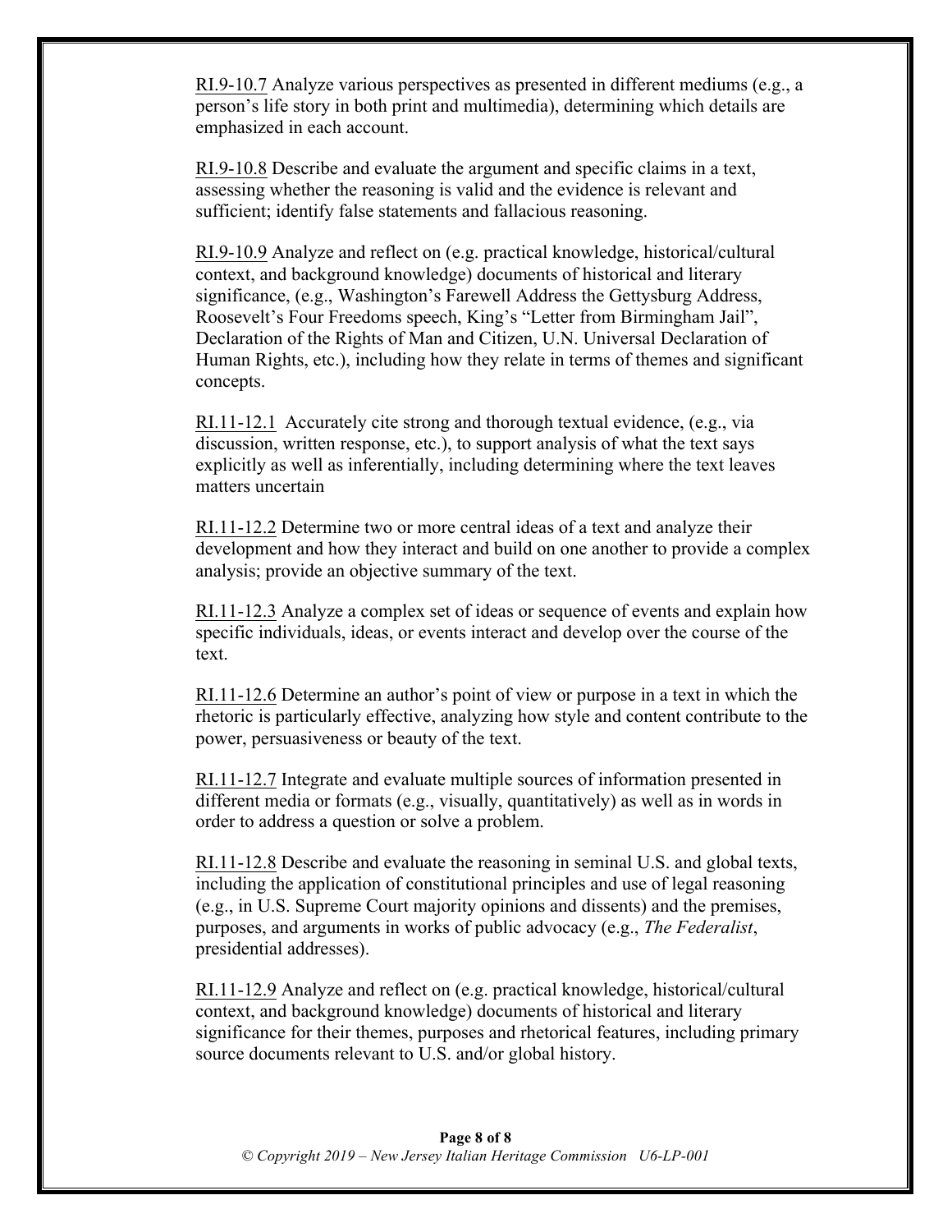RI.9-10.7 Analyze various perspectives as presented in different mediums (e.g., a person's life story in both print and multimedia), determining which details are emphasized in each account.

RI.9-10.8 Describe and evaluate the argument and specific claims in a text, assessing whether the reasoning is valid and the evidence is relevant and sufficient; identify false statements and fallacious reasoning.

RI.9-10.9 Analyze and reflect on (e.g. practical knowledge, historical/cultural context, and background knowledge) documents of historical and literary significance, (e.g., Washington's Farewell Address the Gettysburg Address, Roosevelt's Four Freedoms speech, King's "Letter from Birmingham Jail", Declaration of the Rights of Man and Citizen, U.N. Universal Declaration of Human Rights, etc.), including how they relate in terms of themes and significant concepts.

RI.11-12.1 Accurately cite strong and thorough textual evidence, (e.g., via discussion, written response, etc.), to support analysis of what the text says explicitly as well as inferentially, including determining where the text leaves matters uncertain

RI.11-12.2 Determine two or more central ideas of a text and analyze their development and how they interact and build on one another to provide a complex analysis; provide an objective summary of the text.

RI.11-12.3 Analyze a complex set of ideas or sequence of events and explain how specific individuals, ideas, or events interact and develop over the course of the text.

RI.11-12.6 Determine an author's point of view or purpose in a text in which the rhetoric is particularly effective, analyzing how style and content contribute to the power, persuasiveness or beauty of the text.

RI.11-12.7 Integrate and evaluate multiple sources of information presented in different media or formats (e.g., visually, quantitatively) as well as in words in order to address a question or solve a problem.

RI.11-12.8 Describe and evaluate the reasoning in seminal U.S. and global texts, including the application of constitutional principles and use of legal reasoning (e.g., in U.S. Supreme Court majority opinions and dissents) and the premises, purposes, and arguments in works of public advocacy (e.g., *The Federalist*, presidential addresses).

RI.11-12.9 Analyze and reflect on (e.g. practical knowledge, historical/cultural context, and background knowledge) documents of historical and literary significance for their themes, purposes and rhetorical features, including primary source documents relevant to U.S. and/or global history.